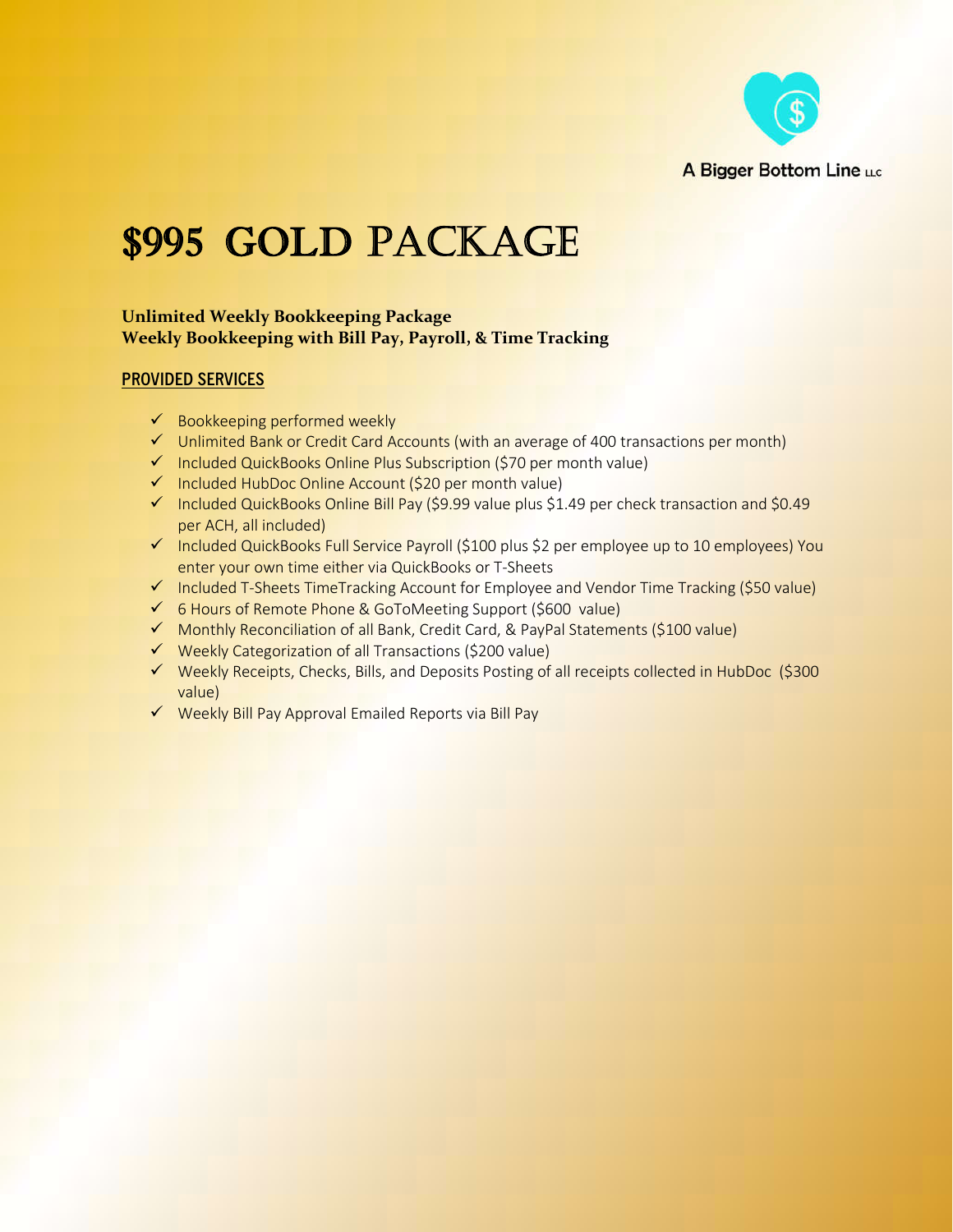A Bigger Bottom Line LLC

# $995 GOLD PACKAGE

**Unlimited Weekly Bookkeeping Package**
**Weekly Bookkeeping with Bill Pay, Payroll, & Time Tracking**

## PROVIDED SERVICES

- ✓ Bookkeeping performed weekly
- ✓ Unlimited Bank or Credit Card Accounts (with an average of 400 transactions per month)
- ✓ Included QuickBooks Online Plus Subscription ($70 per month value)
- ✓ Included HubDoc Online Account ($20 per month value)
- ✓ Included QuickBooks Online Bill Pay ($9.99 value plus $1.49 per check transaction and $0.49 per ACH, all included)
- ✓ Included QuickBooks Full Service Payroll ($100 plus $2 per employee up to 10 employees) You enter your own time either via QuickBooks or T-Sheets
- ✓ Included T-Sheets TimeTracking Account for Employee and Vendor Time Tracking ($50 value)
- ✓ 6 Hours of Remote Phone & GoToMeeting Support ($600 value)
- ✓ Monthly Reconciliation of all Bank, Credit Card, & PayPal Statements ($100 value)
- ✓ Weekly Categorization of all Transactions ($200 value)
- ✓ Weekly Receipts, Checks, Bills, and Deposits Posting of all receipts collected in HubDoc ($300 value)
- ✓ Weekly Bill Pay Approval Emailed Reports via Bill Pay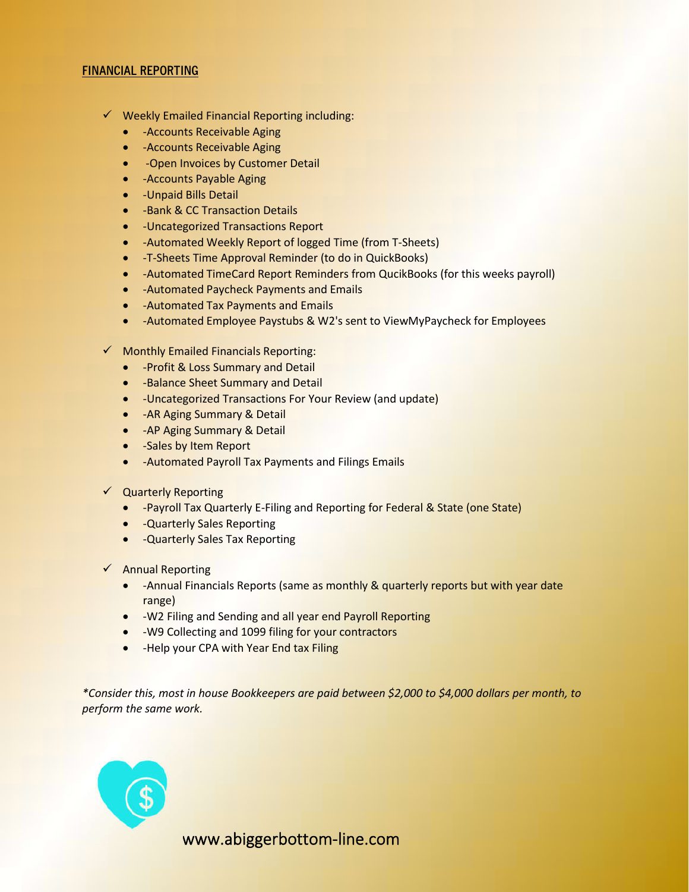## FINANCIAL REPORTING

- ✓ Weekly Emailed Financial Reporting including:
  - -Accounts Receivable Aging
  - -Accounts Receivable Aging
  - -Open Invoices by Customer Detail
  - -Accounts Payable Aging
  - -Unpaid Bills Detail
  - -Bank & CC Transaction Details
  - -Uncategorized Transactions Report
  - -Automated Weekly Report of logged Time (from T-Sheets)
  - -T-Sheets Time Approval Reminder (to do in QuickBooks)
  - -Automated TimeCard Report Reminders from QucikBooks (for this weeks payroll)
  - -Automated Paycheck Payments and Emails
  - -Automated Tax Payments and Emails
  - -Automated Employee Paystubs & W2's sent to ViewMyPaycheck for Employees

- ✓ Monthly Emailed Financials Reporting:
  - -Profit & Loss Summary and Detail
  - -Balance Sheet Summary and Detail
  - -Uncategorized Transactions For Your Review (and update)
  - -AR Aging Summary & Detail
  - -AP Aging Summary & Detail
  - -Sales by Item Report
  - -Automated Payroll Tax Payments and Filings Emails

- ✓ Quarterly Reporting
  - -Payroll Tax Quarterly E-Filing and Reporting for Federal & State (one State)
  - -Quarterly Sales Reporting
  - -Quarterly Sales Tax Reporting

- ✓ Annual Reporting
  - -Annual Financials Reports (same as monthly & quarterly reports but with year date range)
  - -W2 Filing and Sending and all year end Payroll Reporting
  - -W9 Collecting and 1099 filing for your contractors
  - -Help your CPA with Year End tax Filing

*\*Consider this, most in house Bookkeepers are paid between $2,000 to $4,000 dollars per month, to perform the same work.*

www.abiggerbottom-line.com